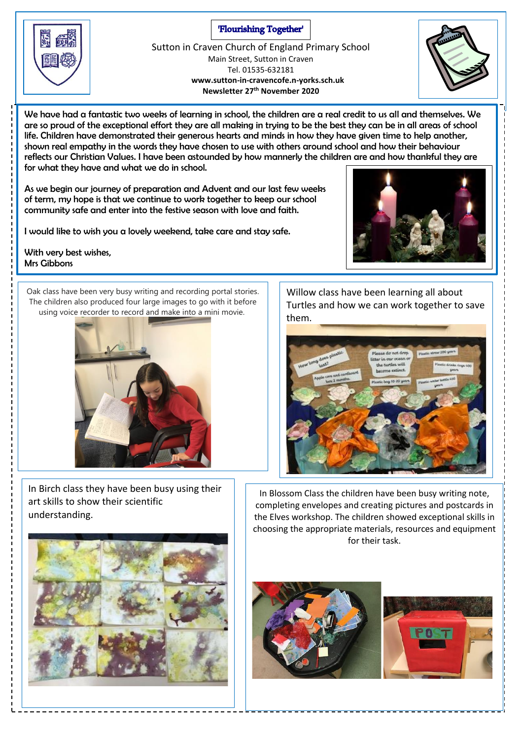# 'Flourishing Together'

Sutton in Craven Church of England Primary School
Main Street, Sutton in Craven
Tel. 01535-632181
**www.sutton-in-cravencofe.n-yorks.sch.uk**
**Newsletter 27th November 2020**

We have had a fantastic two weeks of learning in school, the children are a real credit to us all and themselves. We are so proud of the exceptional effort they are all making in trying to be the best they can be in all areas of school life. Children have demonstrated their generous hearts and minds in how they have given time to help another, shown real empathy in the words they have chosen to use with others around school and how their behaviour reflects our Christian Values. I have been astounded by how mannerly the children are and how thankful they are for what they have and what we do in school.

As we begin our journey of preparation and Advent and our last few weeks of term, my hope is that we continue to work together to keep our school community safe and enter into the festive season with love and faith.

I would like to wish you a lovely weekend, take care and stay safe.

With very best wishes,
Mrs Gibbons

Oak class have been very busy writing and recording portal stories. The children also produced four large images to go with it before using voice recorder to record and make into a mini movie.

Willow class have been learning all about Turtles and how we can work together to save them.

In Birch class they have been busy using their art skills to show their scientific understanding.

In Blossom Class the children have been busy writing note, completing envelopes and creating pictures and postcards in the Elves workshop. The children showed exceptional skills in choosing the appropriate materials, resources and equipment for their task.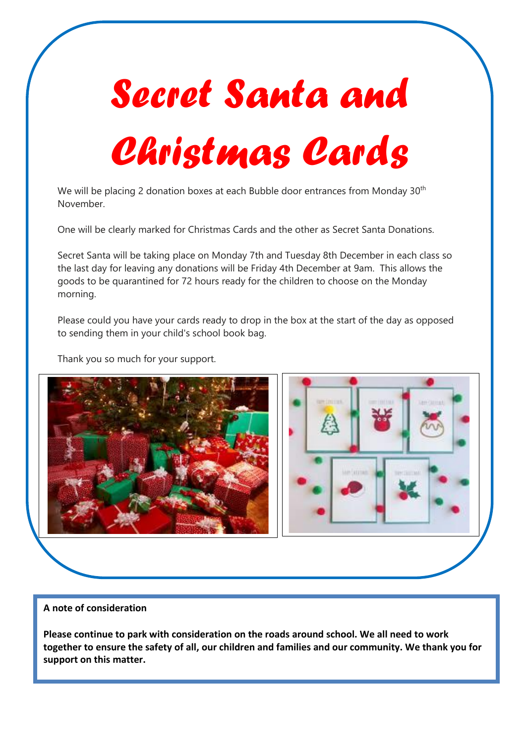# *Secret Santa and Christmas Cards*

We will be placing 2 donation boxes at each Bubble door entrances from Monday 30th November.

One will be clearly marked for Christmas Cards and the other as Secret Santa Donations.

Secret Santa will be taking place on Monday 7th and Tuesday 8th December in each class so the last day for leaving any donations will be Friday 4th December at 9am. This allows the goods to be quarantined for 72 hours ready for the children to choose on the Monday morning.

Please could you have your cards ready to drop in the box at the start of the day as opposed to sending them in your child's school book bag.

Thank you so much for your support.

**A note of consideration**

**Please continue to park with consideration on the roads around school. We all need to work together to ensure the safety of all, our children and families and our community. We thank you for support on this matter.**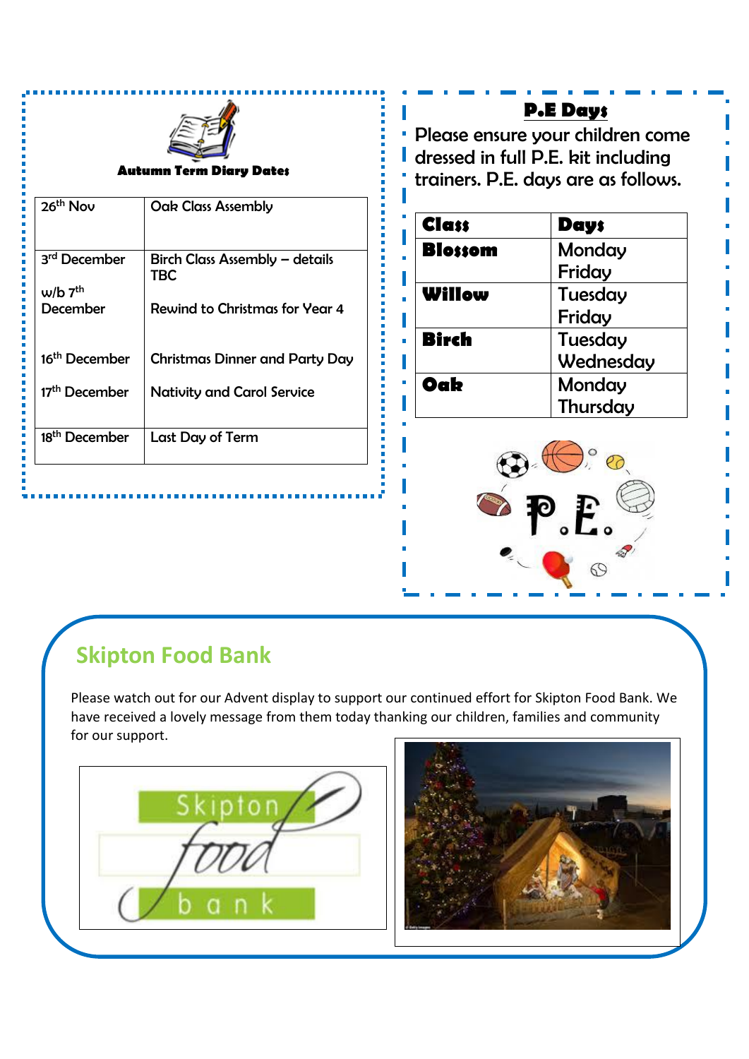### Autumn Term Diary Dates

| Date | Event |
|---|---|
| 26th Nov | Oak Class Assembly |
| 3rd December | Birch Class Assembly – details TBC |
| w/b 7th December | Rewind to Christmas for Year 4 |
| 16th December | Christmas Dinner and Party Day |
| 17th December | Nativity and Carol Service |
| 18th December | Last Day of Term |

### P.E Days

Please ensure your children come dressed in full P.E. kit including trainers. P.E. days are as follows.

| Class | Days |
|---|---|
| **Blossom** | Monday<br>Friday |
| **Willow** | Tuesday<br>Friday |
| **Birch** | Tuesday<br>Wednesday |
| **Oak** | Monday<br>Thursday |

## Skipton Food Bank

Please watch out for our Advent display to support our continued effort for Skipton Food Bank. We have received a lovely message from them today thanking our children, families and community for our support.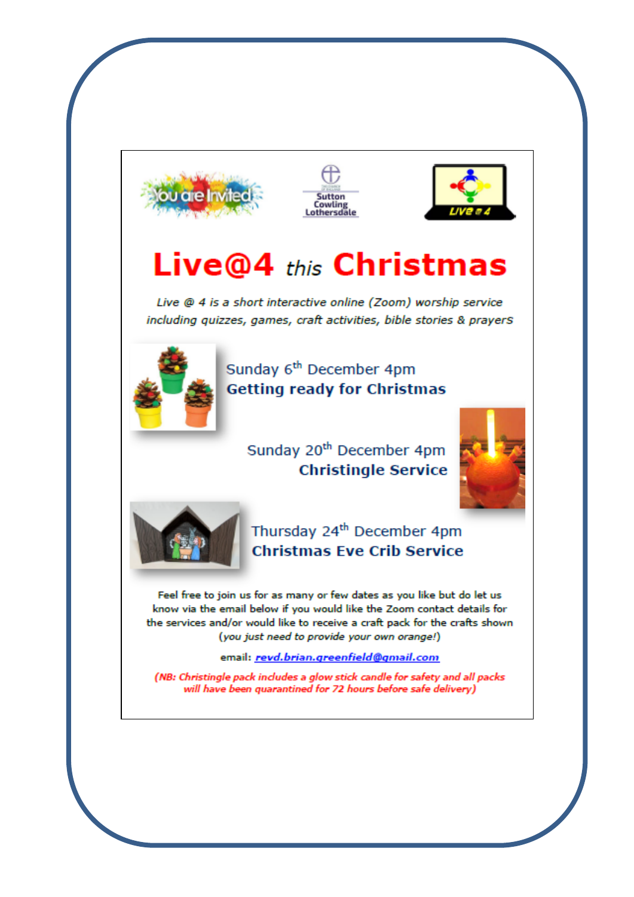You are Invited

Sutton Cowling Lothersdale

# Live@4 *this* Christmas

*Live @ 4 is a short interactive online (Zoom) worship service including quizzes, games, craft activities, bible stories & prayers*

Sunday 6th December 4pm
**Getting ready for Christmas**

Sunday 20th December 4pm
**Christingle Service**

Thursday 24th December 4pm
**Christmas Eve Crib Service**

Feel free to join us for as many or few dates as you like but do let us know via the email below if you would like the Zoom contact details for the services and/or would like to receive a craft pack for the crafts shown (*you just need to provide your own orange!*)

email: revd.brian.greenfield@gmail.com

*(NB: Christingle pack includes a glow stick candle for safety and all packs will have been quarantined for 72 hours before safe delivery)*